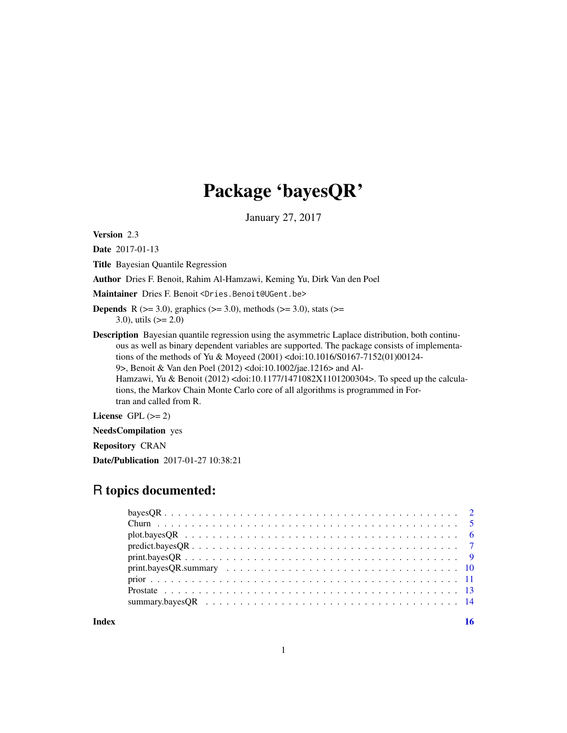# Package 'bayesQR'

January 27, 2017

**Version** 2.3

**Date** 2017-01-13

**Title** Bayesian Quantile Regression

**Author** Dries F. Benoit, Rahim Al-Hamzawi, Keming Yu, Dirk Van den Poel

**Maintainer** Dries F. Benoit <Dries.Benoit@UGent.be>

**Depends** R (>= 3.0), graphics (>= 3.0), methods (>= 3.0), stats (>= 3.0), utils (>= 2.0)

**Description** Bayesian quantile regression using the asymmetric Laplace distribution, both continuous as well as binary dependent variables are supported. The package consists of implementations of the methods of Yu & Moyeed (2001) <doi:10.1016/S0167-7152(01)00124-9>, Benoit & Van den Poel (2012) <doi:10.1002/jae.1216> and Al-Hamzawi, Yu & Benoit (2012) <doi:10.1177/1471082X1101200304>. To speed up the calculations, the Markov Chain Monte Carlo core of all algorithms is programmed in Fortran and called from R.

**License** GPL (>= 2)

**NeedsCompilation** yes

**Repository** CRAN

**Date/Publication** 2017-01-27 10:38:21

## R topics documented:

- bayesQR . . . . . . . . . . . . . . . . . . . . . . . . . . . . . . . . . . . . . . . . . 2
- Churn . . . . . . . . . . . . . . . . . . . . . . . . . . . . . . . . . . . . . . . . . . 5
- plot.bayesQR . . . . . . . . . . . . . . . . . . . . . . . . . . . . . . . . . . . . . . 6
- predict.bayesQR . . . . . . . . . . . . . . . . . . . . . . . . . . . . . . . . . . . . 7
- print.bayesQR . . . . . . . . . . . . . . . . . . . . . . . . . . . . . . . . . . . . . 9
- print.bayesQR.summary . . . . . . . . . . . . . . . . . . . . . . . . . . . . . . . 10
- prior . . . . . . . . . . . . . . . . . . . . . . . . . . . . . . . . . . . . . . . . . . 11
- Prostate . . . . . . . . . . . . . . . . . . . . . . . . . . . . . . . . . . . . . . . . 13
- summary.bayesQR . . . . . . . . . . . . . . . . . . . . . . . . . . . . . . . . . . 14

**Index** **16**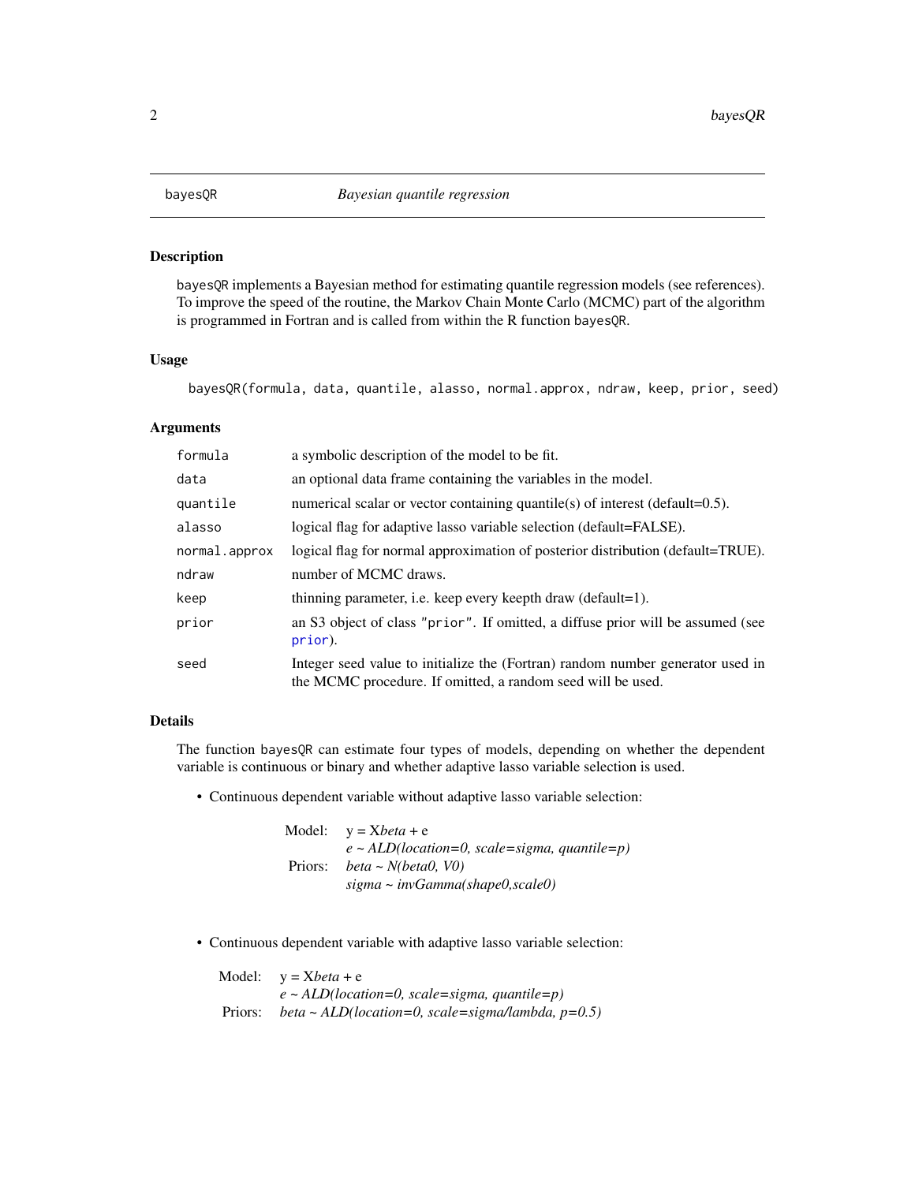## bayesQR — *Bayesian quantile regression*

### Description

bayesQR implements a Bayesian method for estimating quantile regression models (see references). To improve the speed of the routine, the Markov Chain Monte Carlo (MCMC) part of the algorithm is programmed in Fortran and is called from within the R function bayesQR.

### Usage

```
bayesQR(formula, data, quantile, alasso, normal.approx, ndraw, keep, prior, seed)
```

### Arguments

| | |
|---|---|
| formula | a symbolic description of the model to be fit. |
| data | an optional data frame containing the variables in the model. |
| quantile | numerical scalar or vector containing quantile(s) of interest (default=0.5). |
| alasso | logical flag for adaptive lasso variable selection (default=FALSE). |
| normal.approx | logical flag for normal approximation of posterior distribution (default=TRUE). |
| ndraw | number of MCMC draws. |
| keep | thinning parameter, i.e. keep every keepth draw (default=1). |
| prior | an S3 object of class "prior". If omitted, a diffuse prior will be assumed (see prior). |
| seed | Integer seed value to initialize the (Fortran) random number generator used in the MCMC procedure. If omitted, a random seed will be used. |

### Details

The function bayesQR can estimate four types of models, depending on whether the dependent variable is continuous or binary and whether adaptive lasso variable selection is used.

- Continuous dependent variable without adaptive lasso variable selection:

  Model: y = X*beta* + e
  *e ~ ALD(location=0, scale=sigma, quantile=p)*
  Priors: *beta ~ N(beta0, V0)*
  *sigma ~ invGamma(shape0,scale0)*

- Continuous dependent variable with adaptive lasso variable selection:

  Model: y = X*beta* + e
  *e ~ ALD(location=0, scale=sigma, quantile=p)*
  Priors: *beta ~ ALD(location=0, scale=sigma/lambda, p=0.5)*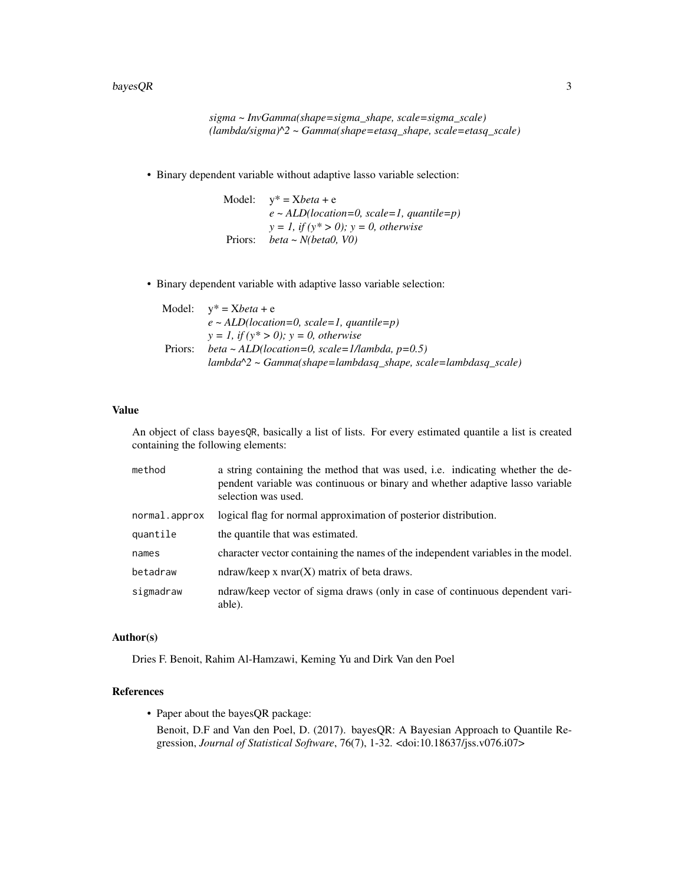*sigma ~ InvGamma(shape=sigma_shape, scale=sigma_scale)*
*(lambda/sigma)^2 ~ Gamma(shape=etasq_shape, scale=etasq_scale)*

- Binary dependent variable without adaptive lasso variable selection:

  Model: y* = X*beta* + e
  *e ~ ALD(location=0, scale=1, quantile=p)*
  *y = 1, if (y* > 0); y = 0, otherwise*
  Priors: *beta ~ N(beta0, V0)*

- Binary dependent variable with adaptive lasso variable selection:

  Model: y* = X*beta* + e
  *e ~ ALD(location=0, scale=1, quantile=p)*
  *y = 1, if (y* > 0); y = 0, otherwise*
  Priors: *beta ~ ALD(location=0, scale=1/lambda, p=0.5)*
  *lambda^2 ~ Gamma(shape=lambdasq_shape, scale=lambdasq_scale)*

### Value

An object of class `bayesQR`, basically a list of lists. For every estimated quantile a list is created containing the following elements:

| | |
|---|---|
| `method` | a string containing the method that was used, i.e. indicating whether the dependent variable was continuous or binary and whether adaptive lasso variable selection was used. |
| `normal.approx` | logical flag for normal approximation of posterior distribution. |
| `quantile` | the quantile that was estimated. |
| `names` | character vector containing the names of the independent variables in the model. |
| `betadraw` | ndraw/keep x nvar(X) matrix of beta draws. |
| `sigmadraw` | ndraw/keep vector of sigma draws (only in case of continuous dependent variable). |

### Author(s)

Dries F. Benoit, Rahim Al-Hamzawi, Keming Yu and Dirk Van den Poel

### References

- Paper about the bayesQR package:
  Benoit, D.F and Van den Poel, D. (2017). bayesQR: A Bayesian Approach to Quantile Regression, *Journal of Statistical Software*, 76(7), 1-32. <doi:10.18637/jss.v076.i07>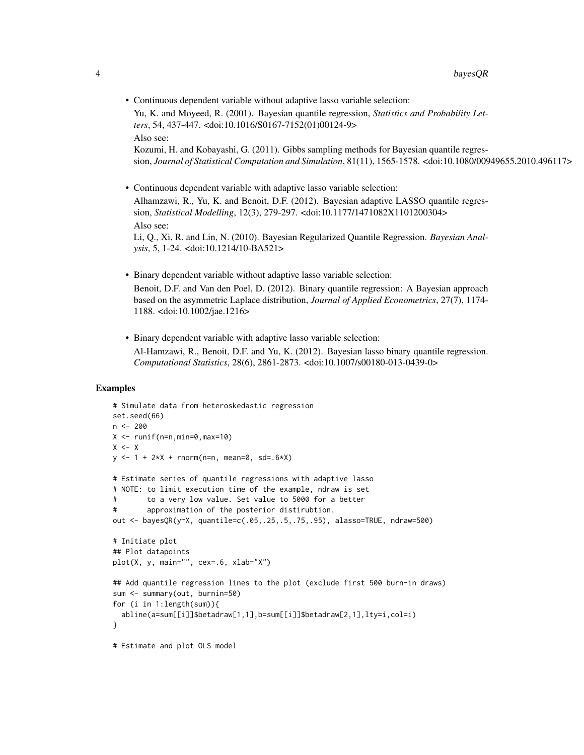- Continuous dependent variable without adaptive lasso variable selection:

  Yu, K. and Moyeed, R. (2001). Bayesian quantile regression, *Statistics and Probability Letters*, 54, 437-447. <doi:10.1016/S0167-7152(01)00124-9>

  Also see:

  Kozumi, H. and Kobayashi, G. (2011). Gibbs sampling methods for Bayesian quantile regression, *Journal of Statistical Computation and Simulation*, 81(11), 1565-1578. <doi:10.1080/00949655.2010.496117>

- Continuous dependent variable with adaptive lasso variable selection:

  Alhamzawi, R., Yu, K. and Benoit, D.F. (2012). Bayesian adaptive LASSO quantile regression, *Statistical Modelling*, 12(3), 279-297. <doi:10.1177/1471082X1101200304>

  Also see:

  Li, Q., Xi, R. and Lin, N. (2010). Bayesian Regularized Quantile Regression. *Bayesian Analysis*, 5, 1-24. <doi:10.1214/10-BA521>

- Binary dependent variable without adaptive lasso variable selection:

  Benoit, D.F. and Van den Poel, D. (2012). Binary quantile regression: A Bayesian approach based on the asymmetric Laplace distribution, *Journal of Applied Econometrics*, 27(7), 1174-1188. <doi:10.1002/jae.1216>

- Binary dependent variable with adaptive lasso variable selection:

  Al-Hamzawi, R., Benoit, D.F. and Yu, K. (2012). Bayesian lasso binary quantile regression. *Computational Statistics*, 28(6), 2861-2873. <doi:10.1007/s00180-013-0439-0>

## Examples

```
# Simulate data from heteroskedastic regression
set.seed(66)
n <- 200
X <- runif(n=n,min=0,max=10)
X <- X
y <- 1 + 2*X + rnorm(n=n, mean=0, sd=.6*X)

# Estimate series of quantile regressions with adaptive lasso
# NOTE: to limit execution time of the example, ndraw is set
#       to a very low value. Set value to 5000 for a better
#       approximation of the posterior distirubtion.
out <- bayesQR(y~X, quantile=c(.05,.25,.5,.75,.95), alasso=TRUE, ndraw=500)

# Initiate plot
## Plot datapoints
plot(X, y, main="", cex=.6, xlab="X")

## Add quantile regression lines to the plot (exclude first 500 burn-in draws)
sum <- summary(out, burnin=50)
for (i in 1:length(sum)){
  abline(a=sum[[i]]$betadraw[1,1],b=sum[[i]]$betadraw[2,1],lty=i,col=i)
}

# Estimate and plot OLS model
```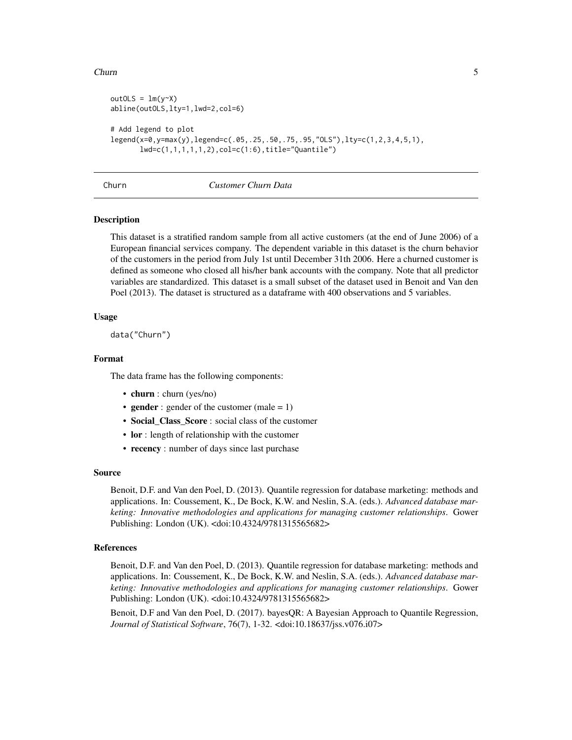```
outOLS = lm(y~X)
abline(outOLS,lty=1,lwd=2,col=6)

# Add legend to plot
legend(x=0,y=max(y),legend=c(.05,.25,.50,.75,.95,"OLS"),lty=c(1,2,3,4,5,1),
       lwd=c(1,1,1,1,1,2),col=c(1:6),title="Quantile")
```

## Churn *Customer Churn Data*

### Description

This dataset is a stratified random sample from all active customers (at the end of June 2006) of a European financial services company. The dependent variable in this dataset is the churn behavior of the customers in the period from July 1st until December 31th 2006. Here a churned customer is defined as someone who closed all his/her bank accounts with the company. Note that all predictor variables are standardized. This dataset is a small subset of the dataset used in Benoit and Van den Poel (2013). The dataset is structured as a dataframe with 400 observations and 5 variables.

### Usage

```
data("Churn")
```

### Format

The data frame has the following components:

- **churn** : churn (yes/no)
- **gender** : gender of the customer (male = 1)
- **Social_Class_Score** : social class of the customer
- **lor** : length of relationship with the customer
- **recency** : number of days since last purchase

### Source

Benoit, D.F. and Van den Poel, D. (2013). Quantile regression for database marketing: methods and applications. In: Coussement, K., De Bock, K.W. and Neslin, S.A. (eds.). *Advanced database marketing: Innovative methodologies and applications for managing customer relationships*. Gower Publishing: London (UK). <doi:10.4324/9781315565682>

### References

Benoit, D.F. and Van den Poel, D. (2013). Quantile regression for database marketing: methods and applications. In: Coussement, K., De Bock, K.W. and Neslin, S.A. (eds.). *Advanced database marketing: Innovative methodologies and applications for managing customer relationships*. Gower Publishing: London (UK). <doi:10.4324/9781315565682>

Benoit, D.F and Van den Poel, D. (2017). bayesQR: A Bayesian Approach to Quantile Regression, *Journal of Statistical Software*, 76(7), 1-32. <doi:10.18637/jss.v076.i07>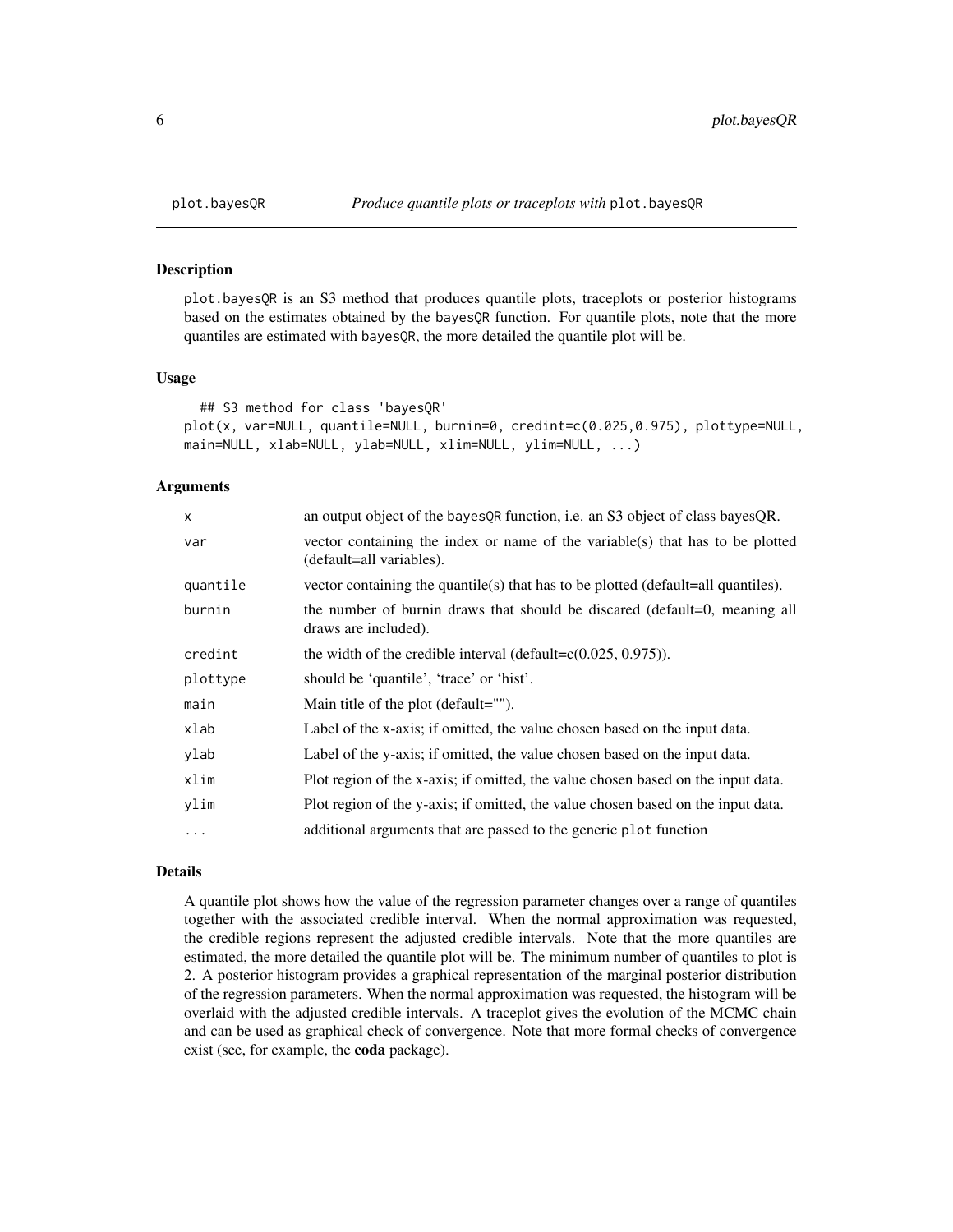# plot.bayesQR — *Produce quantile plots or traceplots with* `plot.bayesQR`

## Description

`plot.bayesQR` is an S3 method that produces quantile plots, traceplots or posterior histograms based on the estimates obtained by the `bayesQR` function. For quantile plots, note that the more quantiles are estimated with `bayesQR`, the more detailed the quantile plot will be.

## Usage

```
## S3 method for class 'bayesQR'
plot(x, var=NULL, quantile=NULL, burnin=0, credint=c(0.025,0.975), plottype=NULL,
main=NULL, xlab=NULL, ylab=NULL, xlim=NULL, ylim=NULL, ...)
```

## Arguments

| | |
|---|---|
| `x` | an output object of the `bayesQR` function, i.e. an S3 object of class bayesQR. |
| `var` | vector containing the index or name of the variable(s) that has to be plotted (default=all variables). |
| `quantile` | vector containing the quantile(s) that has to be plotted (default=all quantiles). |
| `burnin` | the number of burnin draws that should be discared (default=0, meaning all draws are included). |
| `credint` | the width of the credible interval (default=c(0.025, 0.975)). |
| `plottype` | should be 'quantile', 'trace' or 'hist'. |
| `main` | Main title of the plot (default=""). |
| `xlab` | Label of the x-axis; if omitted, the value chosen based on the input data. |
| `ylab` | Label of the y-axis; if omitted, the value chosen based on the input data. |
| `xlim` | Plot region of the x-axis; if omitted, the value chosen based on the input data. |
| `ylim` | Plot region of the y-axis; if omitted, the value chosen based on the input data. |
| `...` | additional arguments that are passed to the generic `plot` function |

## Details

A quantile plot shows how the value of the regression parameter changes over a range of quantiles together with the associated credible interval. When the normal approximation was requested, the credible regions represent the adjusted credible intervals. Note that the more quantiles are estimated, the more detailed the quantile plot will be. The minimum number of quantiles to plot is 2. A posterior histogram provides a graphical representation of the marginal posterior distribution of the regression parameters. When the normal approximation was requested, the histogram will be overlaid with the adjusted credible intervals. A traceplot gives the evolution of the MCMC chain and can be used as graphical check of convergence. Note that more formal checks of convergence exist (see, for example, the **coda** package).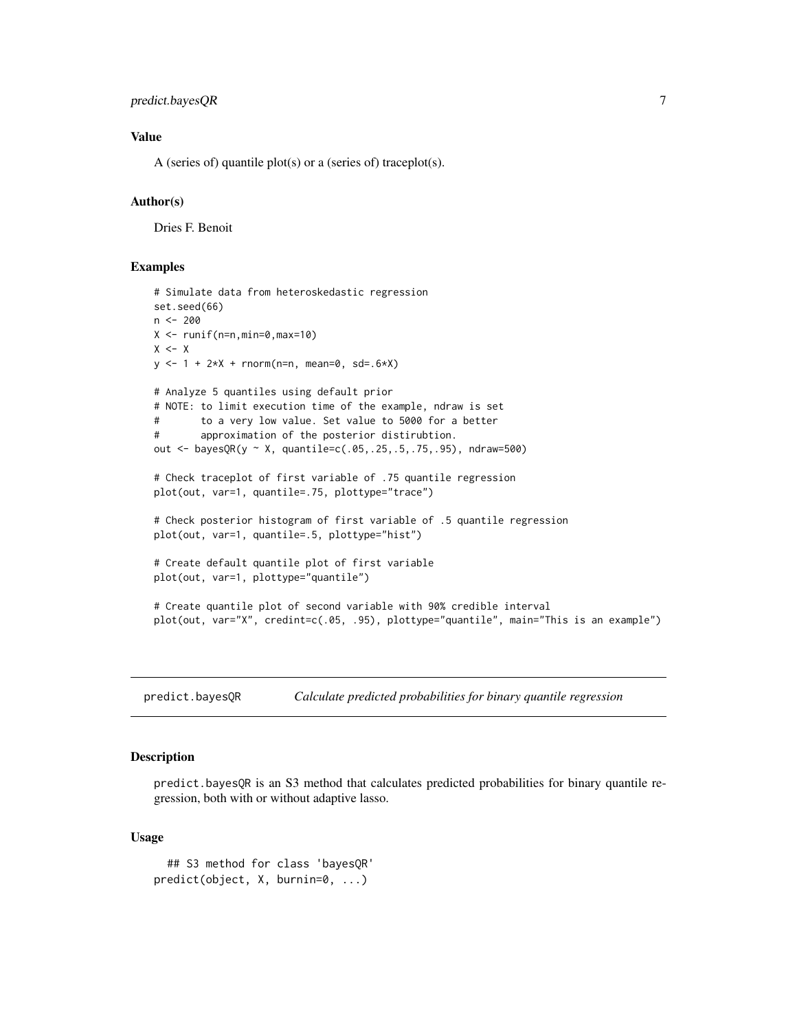### Value

A (series of) quantile plot(s) or a (series of) traceplot(s).

### Author(s)

Dries F. Benoit

### Examples

```
# Simulate data from heteroskedastic regression
set.seed(66)
n <- 200
X <- runif(n=n,min=0,max=10)
X <- X
y <- 1 + 2*X + rnorm(n=n, mean=0, sd=.6*X)

# Analyze 5 quantiles using default prior
# NOTE: to limit execution time of the example, ndraw is set
#       to a very low value. Set value to 5000 for a better
#       approximation of the posterior distirubtion.
out <- bayesQR(y ~ X, quantile=c(.05,.25,.5,.75,.95), ndraw=500)

# Check traceplot of first variable of .75 quantile regression
plot(out, var=1, quantile=.75, plottype="trace")

# Check posterior histogram of first variable of .5 quantile regression
plot(out, var=1, quantile=.5, plottype="hist")

# Create default quantile plot of first variable
plot(out, var=1, plottype="quantile")

# Create quantile plot of second variable with 90% credible interval
plot(out, var="X", credint=c(.05, .95), plottype="quantile", main="This is an example")
```

---

## predict.bayesQR — *Calculate predicted probabilities for binary quantile regression*

### Description

predict.bayesQR is an S3 method that calculates predicted probabilities for binary quantile regression, both with or without adaptive lasso.

### Usage

```
## S3 method for class 'bayesQR'
predict(object, X, burnin=0, ...)
```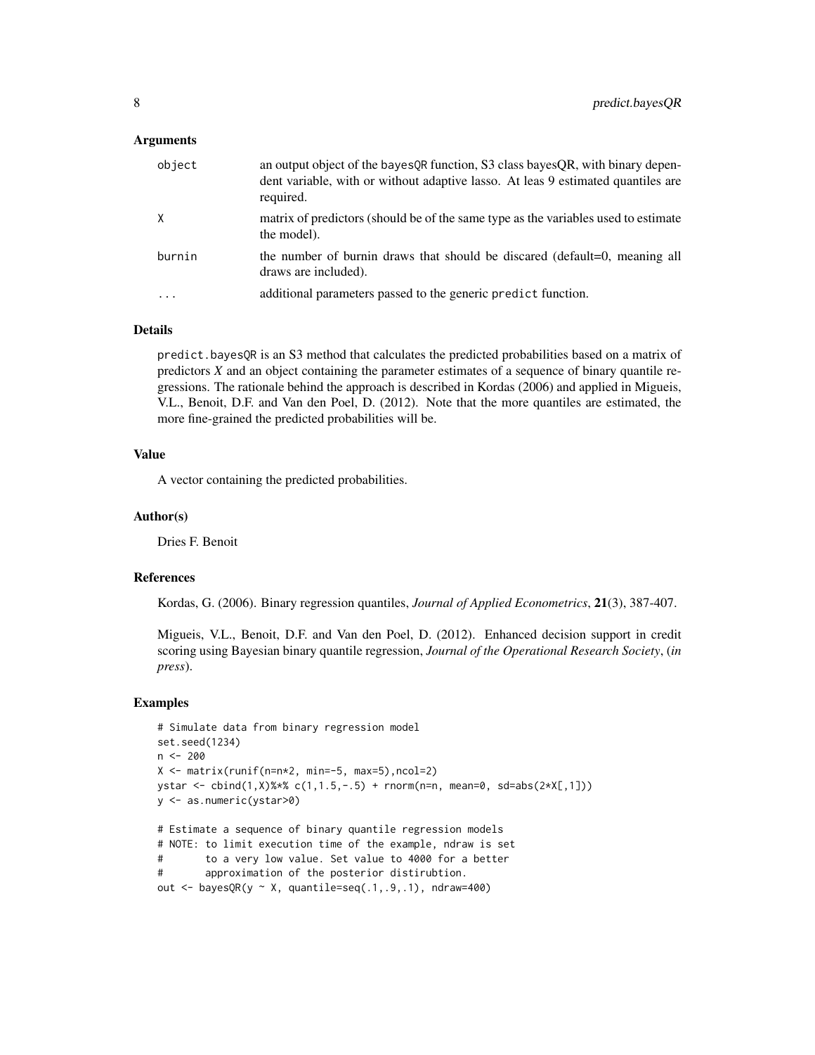## Arguments

| | |
|---|---|
| object | an output object of the bayesQR function, S3 class bayesQR, with binary dependent variable, with or without adaptive lasso. At leas 9 estimated quantiles are required. |
| X | matrix of predictors (should be of the same type as the variables used to estimate the model). |
| burnin | the number of burnin draws that should be discared (default=0, meaning all draws are included). |
| ... | additional parameters passed to the generic predict function. |

## Details

predict.bayesQR is an S3 method that calculates the predicted probabilities based on a matrix of predictors *X* and an object containing the parameter estimates of a sequence of binary quantile regressions. The rationale behind the approach is described in Kordas (2006) and applied in Migueis, V.L., Benoit, D.F. and Van den Poel, D. (2012). Note that the more quantiles are estimated, the more fine-grained the predicted probabilities will be.

## Value

A vector containing the predicted probabilities.

## Author(s)

Dries F. Benoit

## References

Kordas, G. (2006). Binary regression quantiles, *Journal of Applied Econometrics*, **21**(3), 387-407.

Migueis, V.L., Benoit, D.F. and Van den Poel, D. (2012). Enhanced decision support in credit scoring using Bayesian binary quantile regression, *Journal of the Operational Research Society*, (*in press*).

## Examples

```
# Simulate data from binary regression model
set.seed(1234)
n <- 200
X <- matrix(runif(n=n*2, min=-5, max=5),ncol=2)
ystar <- cbind(1,X)%*% c(1,1.5,-.5) + rnorm(n=n, mean=0, sd=abs(2*X[,1]))
y <- as.numeric(ystar>0)

# Estimate a sequence of binary quantile regression models
# NOTE: to limit execution time of the example, ndraw is set
#       to a very low value. Set value to 4000 for a better
#       approximation of the posterior distirubtion.
out <- bayesQR(y ~ X, quantile=seq(.1,.9,.1), ndraw=400)
```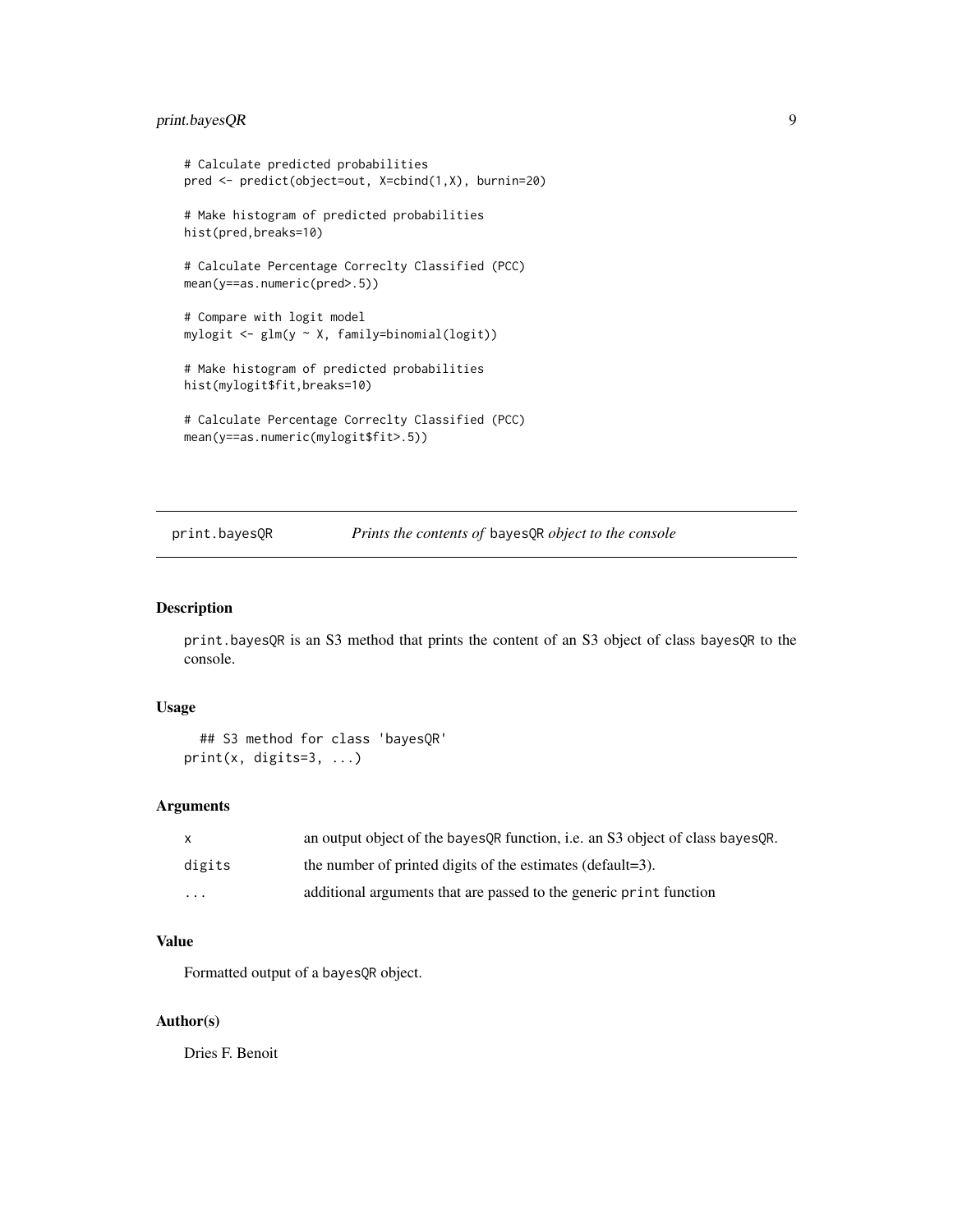```
# Calculate predicted probabilities
pred <- predict(object=out, X=cbind(1,X), burnin=20)

# Make histogram of predicted probabilities
hist(pred,breaks=10)

# Calculate Percentage Correclty Classified (PCC)
mean(y==as.numeric(pred>.5))

# Compare with logit model
mylogit <- glm(y ~ X, family=binomial(logit))

# Make histogram of predicted probabilities
hist(mylogit$fit,breaks=10)

# Calculate Percentage Correclty Classified (PCC)
mean(y==as.numeric(mylogit$fit>.5))
```

---

## print.bayesQR — *Prints the contents of* bayesQR *object to the console*

---

### Description

print.bayesQR is an S3 method that prints the content of an S3 object of class bayesQR to the console.

### Usage

```
  ## S3 method for class 'bayesQR'
print(x, digits=3, ...)
```

### Arguments

| | |
|---|---|
| x | an output object of the bayesQR function, i.e. an S3 object of class bayesQR. |
| digits | the number of printed digits of the estimates (default=3). |
| ... | additional arguments that are passed to the generic print function |

### Value

Formatted output of a bayesQR object.

### Author(s)

Dries F. Benoit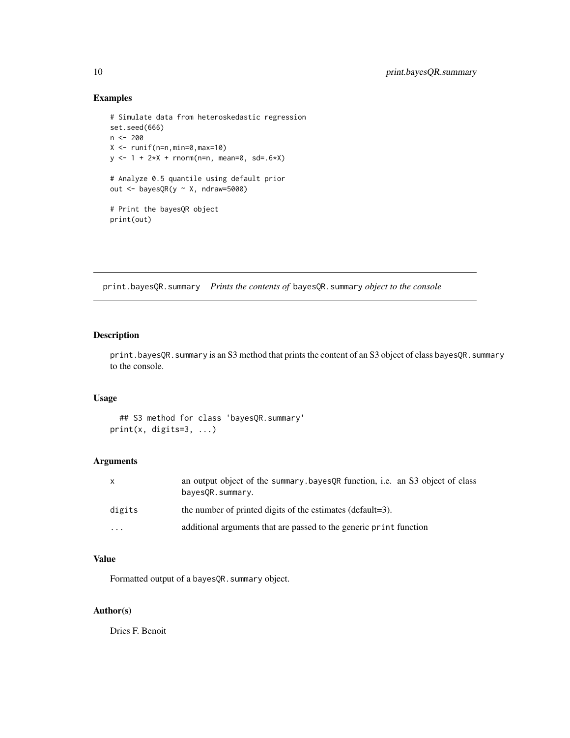## Examples

```
# Simulate data from heteroskedastic regression
set.seed(666)
n <- 200
X <- runif(n=n,min=0,max=10)
y <- 1 + 2*X + rnorm(n=n, mean=0, sd=.6*X)

# Analyze 0.5 quantile using default prior
out <- bayesQR(y ~ X, ndraw=5000)

# Print the bayesQR object
print(out)
```

---

# print.bayesQR.summary *Prints the contents of* `bayesQR.summary` *object to the console*

---

## Description

`print.bayesQR.summary` is an S3 method that prints the content of an S3 object of class `bayesQR.summary` to the console.

## Usage

```
  ## S3 method for class 'bayesQR.summary'
print(x, digits=3, ...)
```

## Arguments

| | |
|---|---|
| x | an output object of the `summary.bayesQR` function, i.e. an S3 object of class `bayesQR.summary`. |
| digits | the number of printed digits of the estimates (default=3). |
| ... | additional arguments that are passed to the generic `print` function |

## Value

Formatted output of a `bayesQR.summary` object.

## Author(s)

Dries F. Benoit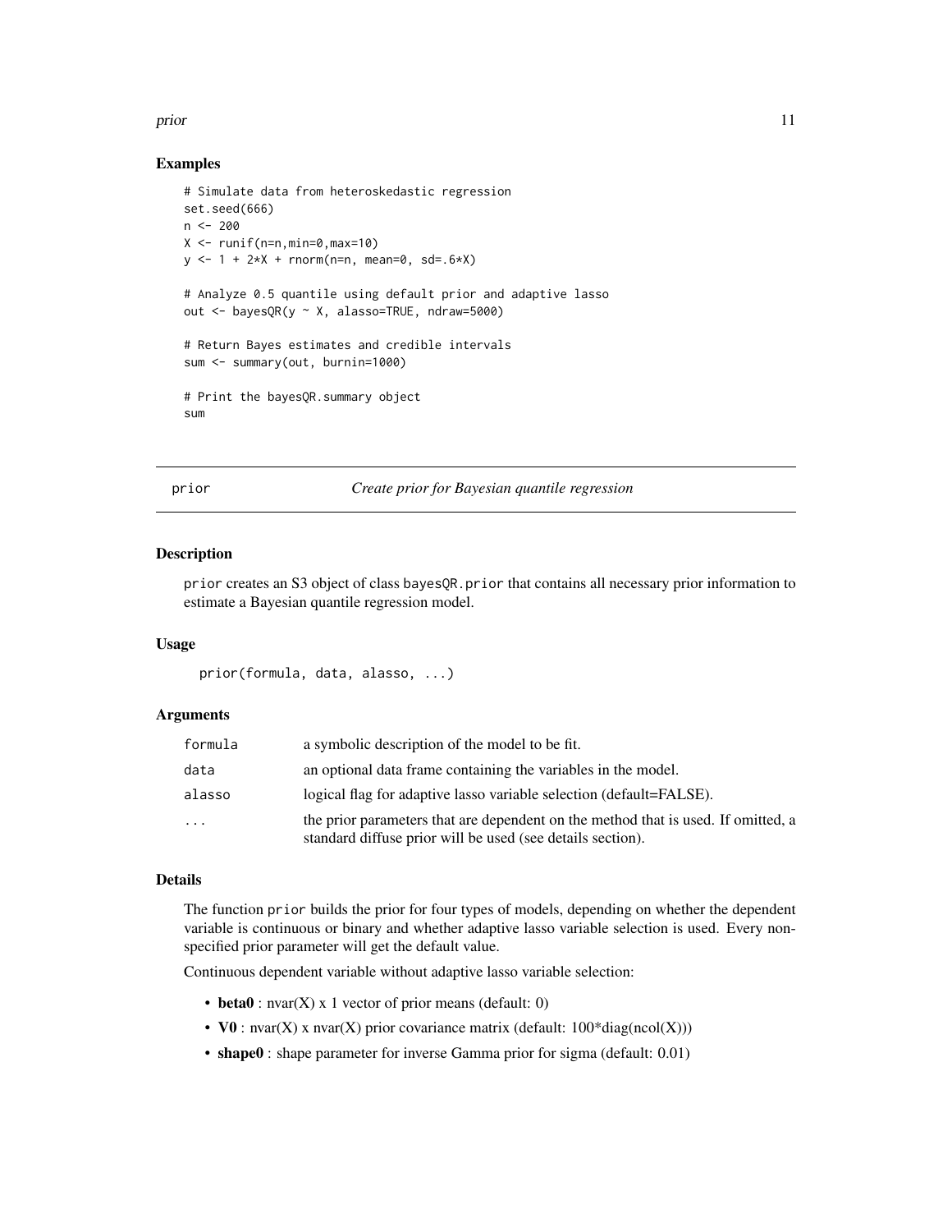### Examples

```
# Simulate data from heteroskedastic regression
set.seed(666)
n <- 200
X <- runif(n=n,min=0,max=10)
y <- 1 + 2*X + rnorm(n=n, mean=0, sd=.6*X)

# Analyze 0.5 quantile using default prior and adaptive lasso
out <- bayesQR(y ~ X, alasso=TRUE, ndraw=5000)

# Return Bayes estimates and credible intervals
sum <- summary(out, burnin=1000)

# Print the bayesQR.summary object
sum
```

---

## prior — *Create prior for Bayesian quantile regression*

### Description

`prior` creates an S3 object of class `bayesQR.prior` that contains all necessary prior information to estimate a Bayesian quantile regression model.

### Usage

```
prior(formula, data, alasso, ...)
```

### Arguments

| | |
|---|---|
| `formula` | a symbolic description of the model to be fit. |
| `data` | an optional data frame containing the variables in the model. |
| `alasso` | logical flag for adaptive lasso variable selection (default=FALSE). |
| `...` | the prior parameters that are dependent on the method that is used. If omitted, a standard diffuse prior will be used (see details section). |

### Details

The function `prior` builds the prior for four types of models, depending on whether the dependent variable is continuous or binary and whether adaptive lasso variable selection is used. Every non-specified prior parameter will get the default value.

Continuous dependent variable without adaptive lasso variable selection:

- **beta0** : nvar(X) x 1 vector of prior means (default: 0)
- **V0** : nvar(X) x nvar(X) prior covariance matrix (default: 100*diag(ncol(X)))
- **shape0** : shape parameter for inverse Gamma prior for sigma (default: 0.01)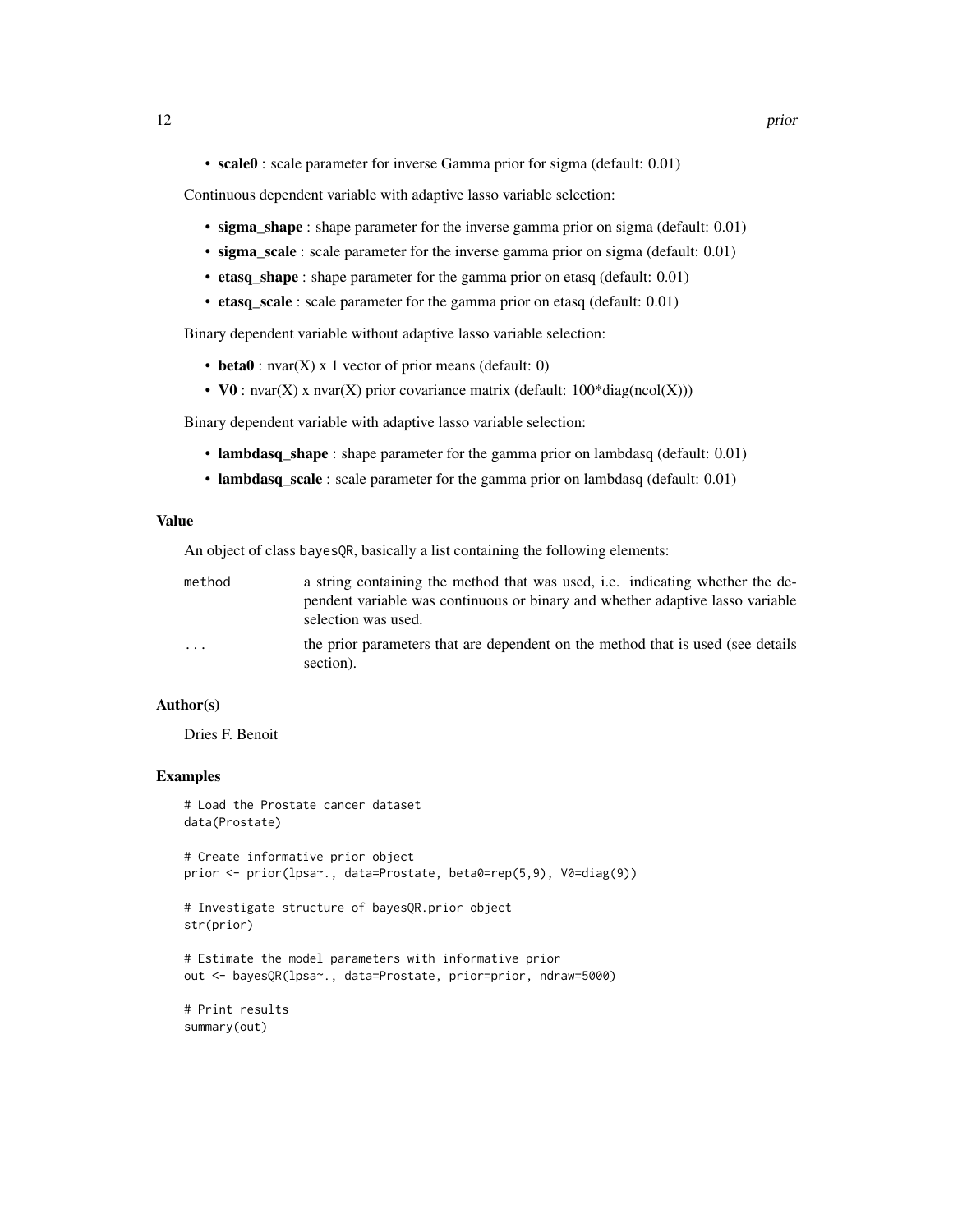- **scale0** : scale parameter for inverse Gamma prior for sigma (default: 0.01)

Continuous dependent variable with adaptive lasso variable selection:

- **sigma_shape** : shape parameter for the inverse gamma prior on sigma (default: 0.01)
- **sigma_scale** : scale parameter for the inverse gamma prior on sigma (default: 0.01)
- **etasq_shape** : shape parameter for the gamma prior on etasq (default: 0.01)
- **etasq_scale** : scale parameter for the gamma prior on etasq (default: 0.01)

Binary dependent variable without adaptive lasso variable selection:

- **beta0** : nvar(X) x 1 vector of prior means (default: 0)
- **V0** : nvar(X) x nvar(X) prior covariance matrix (default: 100*diag(ncol(X)))

Binary dependent variable with adaptive lasso variable selection:

- **lambdasq_shape** : shape parameter for the gamma prior on lambdasq (default: 0.01)
- **lambdasq_scale** : scale parameter for the gamma prior on lambdasq (default: 0.01)

## Value

An object of class `bayesQR`, basically a list containing the following elements:

| | |
|---|---|
| `method` | a string containing the method that was used, i.e. indicating whether the dependent variable was continuous or binary and whether adaptive lasso variable selection was used. |
| `...` | the prior parameters that are dependent on the method that is used (see details section). |

## Author(s)

Dries F. Benoit

## Examples

```
# Load the Prostate cancer dataset
data(Prostate)

# Create informative prior object
prior <- prior(lpsa~., data=Prostate, beta0=rep(5,9), V0=diag(9))

# Investigate structure of bayesQR.prior object
str(prior)

# Estimate the model parameters with informative prior
out <- bayesQR(lpsa~., data=Prostate, prior=prior, ndraw=5000)

# Print results
summary(out)
```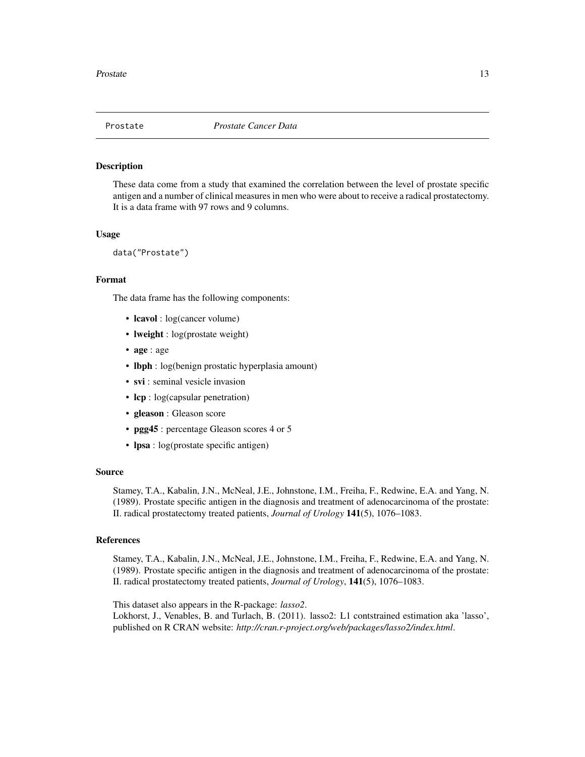## Prostate — *Prostate Cancer Data*

### Description

These data come from a study that examined the correlation between the level of prostate specific antigen and a number of clinical measures in men who were about to receive a radical prostatectomy. It is a data frame with 97 rows and 9 columns.

### Usage

```
data("Prostate")
```

### Format

The data frame has the following components:

- **lcavol** : log(cancer volume)
- **lweight** : log(prostate weight)
- **age** : age
- **lbph** : log(benign prostatic hyperplasia amount)
- **svi** : seminal vesicle invasion
- **lcp** : log(capsular penetration)
- **gleason** : Gleason score
- **pgg45** : percentage Gleason scores 4 or 5
- **lpsa** : log(prostate specific antigen)

### Source

Stamey, T.A., Kabalin, J.N., McNeal, J.E., Johnstone, I.M., Freiha, F., Redwine, E.A. and Yang, N. (1989). Prostate specific antigen in the diagnosis and treatment of adenocarcinoma of the prostate: II. radical prostatectomy treated patients, *Journal of Urology* **141**(5), 1076–1083.

### References

Stamey, T.A., Kabalin, J.N., McNeal, J.E., Johnstone, I.M., Freiha, F., Redwine, E.A. and Yang, N. (1989). Prostate specific antigen in the diagnosis and treatment of adenocarcinoma of the prostate: II. radical prostatectomy treated patients, *Journal of Urology*, **141**(5), 1076–1083.

This dataset also appears in the R-package: *lasso2*.
Lokhorst, J., Venables, B. and Turlach, B. (2011). lasso2: L1 contstrained estimation aka 'lasso', published on R CRAN website: *http://cran.r-project.org/web/packages/lasso2/index.html*.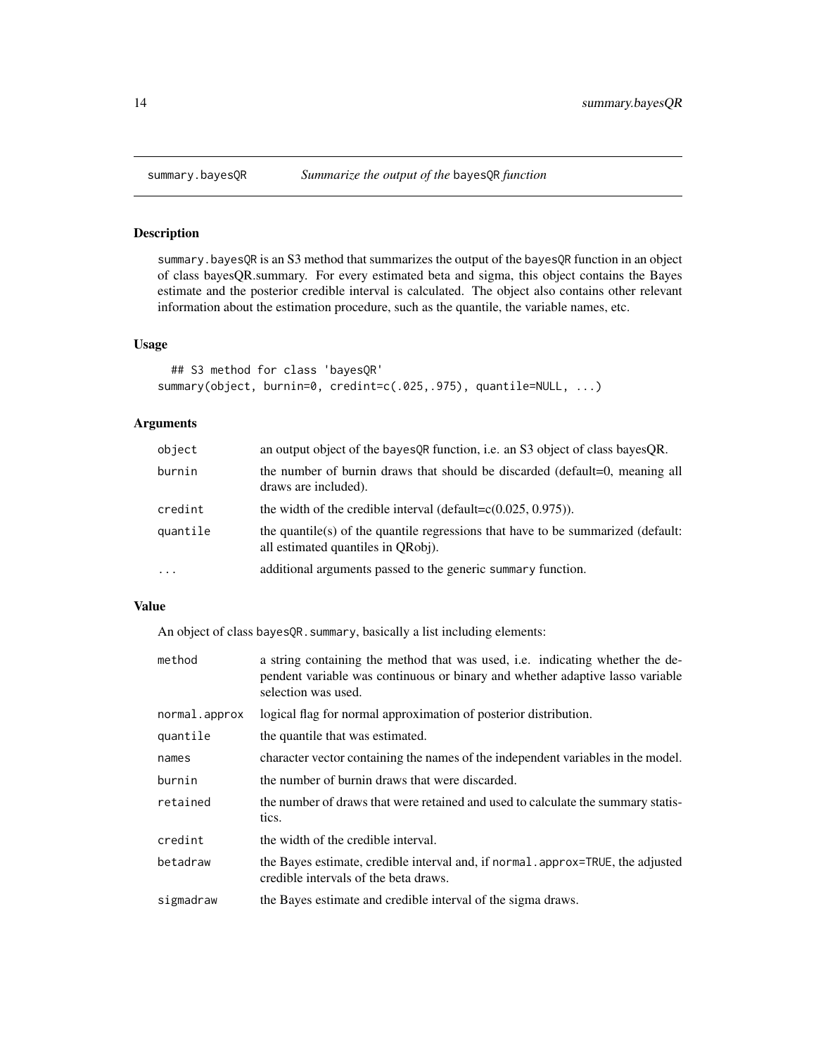summary.bayesQR — *Summarize the output of the* bayesQR *function*

## Description

summary.bayesQR is an S3 method that summarizes the output of the bayesQR function in an object of class bayesQR.summary. For every estimated beta and sigma, this object contains the Bayes estimate and the posterior credible interval is calculated. The object also contains other relevant information about the estimation procedure, such as the quantile, the variable names, etc.

## Usage

```
## S3 method for class 'bayesQR'
summary(object, burnin=0, credint=c(.025,.975), quantile=NULL, ...)
```

## Arguments

| | |
|---|---|
| object | an output object of the bayesQR function, i.e. an S3 object of class bayesQR. |
| burnin | the number of burnin draws that should be discarded (default=0, meaning all draws are included). |
| credint | the width of the credible interval (default=c(0.025, 0.975)). |
| quantile | the quantile(s) of the quantile regressions that have to be summarized (default: all estimated quantiles in QRobj). |
| ... | additional arguments passed to the generic summary function. |

## Value

An object of class bayesQR.summary, basically a list including elements:

| | |
|---|---|
| method | a string containing the method that was used, i.e. indicating whether the dependent variable was continuous or binary and whether adaptive lasso variable selection was used. |
| normal.approx | logical flag for normal approximation of posterior distribution. |
| quantile | the quantile that was estimated. |
| names | character vector containing the names of the independent variables in the model. |
| burnin | the number of burnin draws that were discarded. |
| retained | the number of draws that were retained and used to calculate the summary statistics. |
| credint | the width of the credible interval. |
| betadraw | the Bayes estimate, credible interval and, if normal.approx=TRUE, the adjusted credible intervals of the beta draws. |
| sigmadraw | the Bayes estimate and credible interval of the sigma draws. |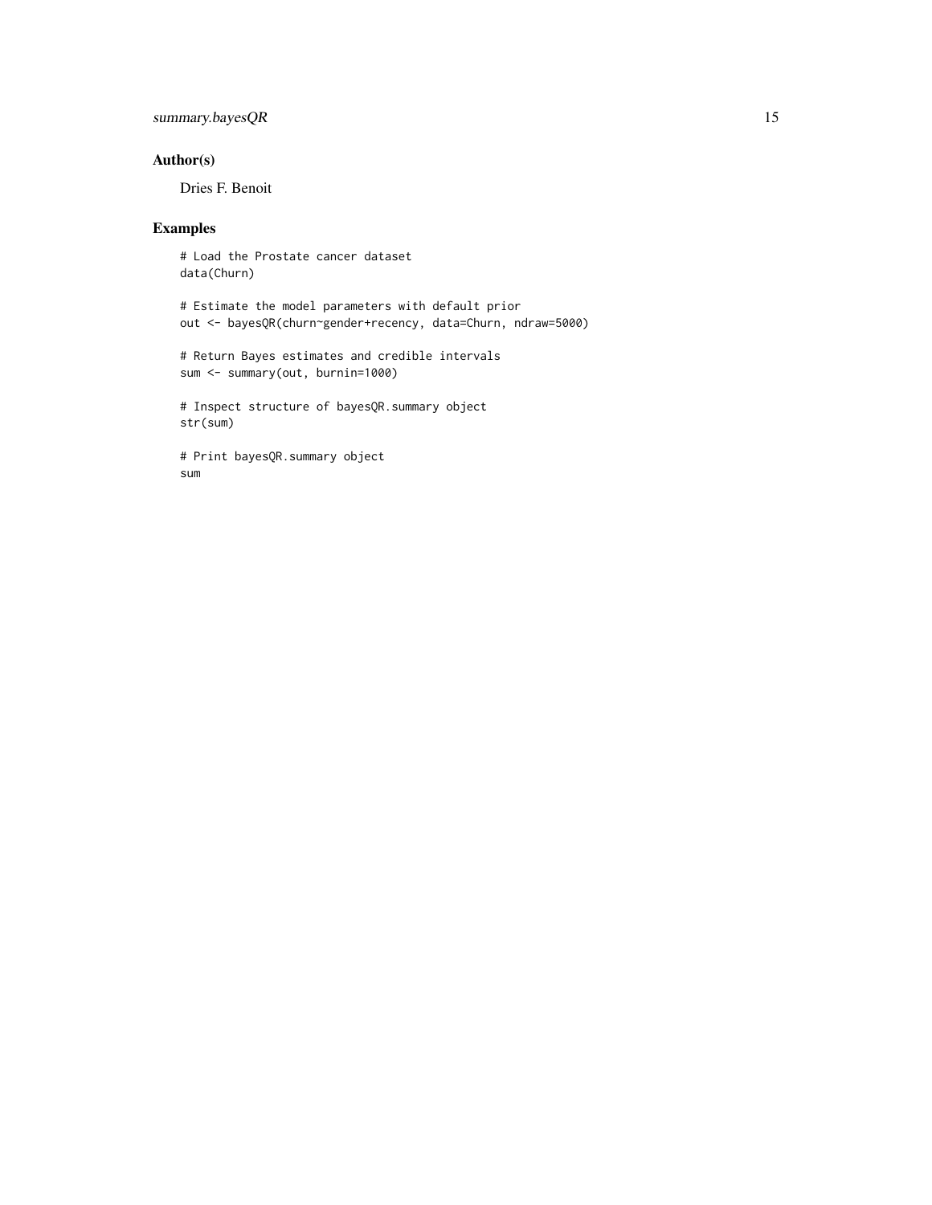## Author(s)

Dries F. Benoit

## Examples

```
# Load the Prostate cancer dataset
data(Churn)

# Estimate the model parameters with default prior
out <- bayesQR(churn~gender+recency, data=Churn, ndraw=5000)

# Return Bayes estimates and credible intervals
sum <- summary(out, burnin=1000)

# Inspect structure of bayesQR.summary object
str(sum)

# Print bayesQR.summary object
sum
```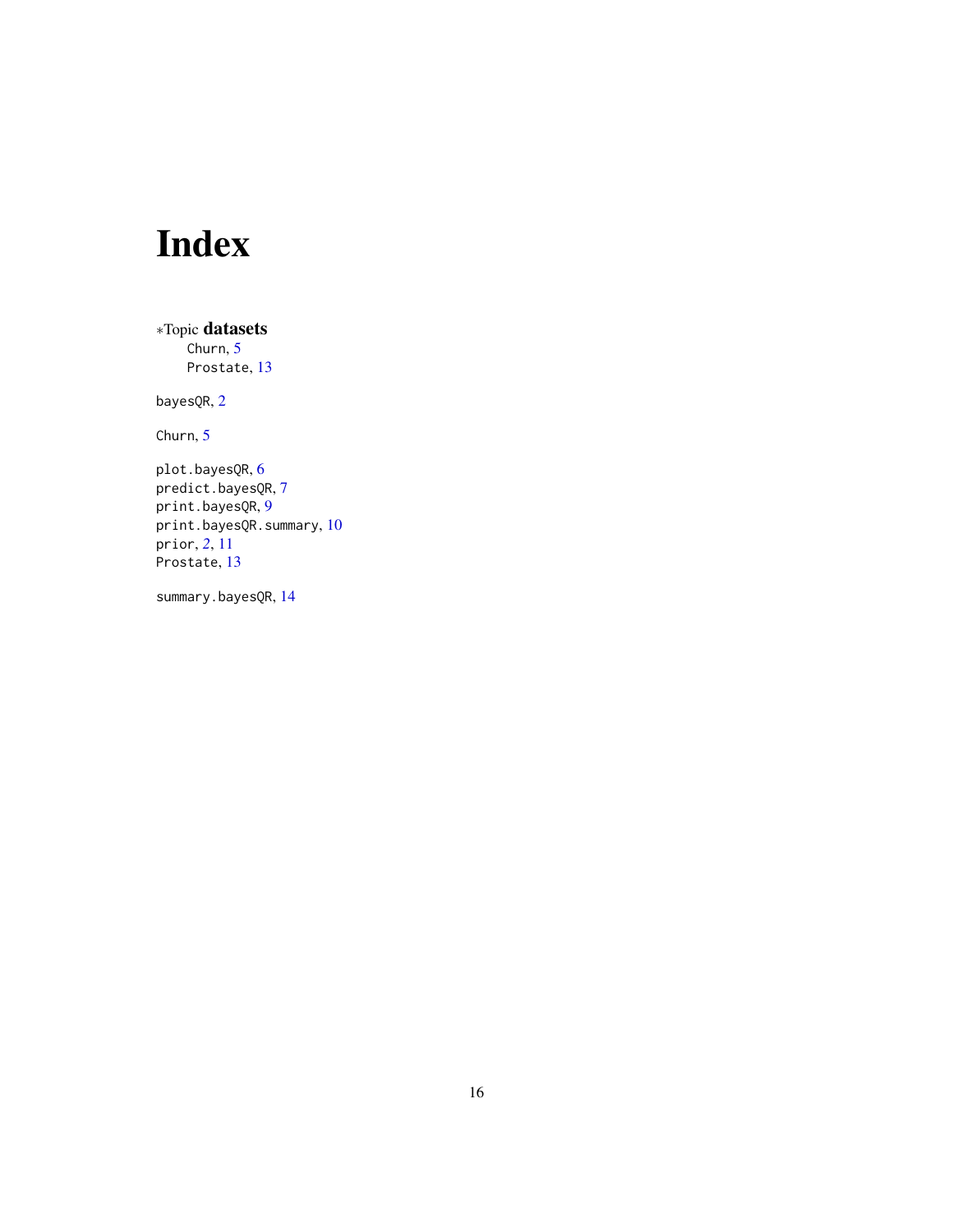# Index

*Topic **datasets**

  Churn, 5

  Prostate, 13

bayesQR, 2

Churn, 5

plot.bayesQR, 6
predict.bayesQR, 7
print.bayesQR, 9
print.bayesQR.summary, 10
prior, *2*, 11
Prostate, 13

summary.bayesQR, 14